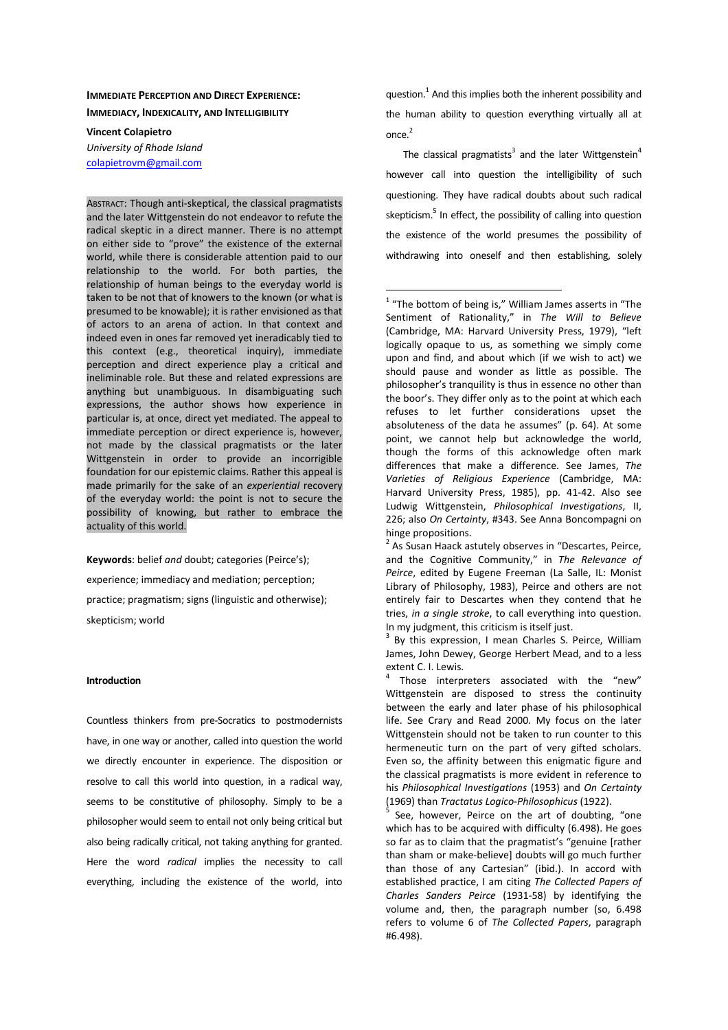# IMMEDIATE PERCEPTION AND DIRECT EXPERIENCE: IMMEDIACY, INDEXICALITY, AND INTELLIGIBILITY

**Vincent Colapietro**
*University of Rhode Island*
colapietrovm@gmail.com

ABSTRACT: Though anti-skeptical, the classical pragmatists and the later Wittgenstein do not endeavor to refute the radical skeptic in a direct manner. There is no attempt on either side to "prove" the existence of the external world, while there is considerable attention paid to our relationship to the world. For both parties, the relationship of human beings to the everyday world is taken to be not that of knowers to the known (or what is presumed to be knowable); it is rather envisioned as that of actors to an arena of action. In that context and indeed even in ones far removed yet ineradicably tied to this context (e.g., theoretical inquiry), immediate perception and direct experience play a critical and ineliminable role. But these and related expressions are anything but unambiguous. In disambiguating such expressions, the author shows how experience in particular is, at once, direct yet mediated. The appeal to immediate perception or direct experience is, however, not made by the classical pragmatists or the later Wittgenstein in order to provide an incorrigible foundation for our epistemic claims. Rather this appeal is made primarily for the sake of an *experiential* recovery of the everyday world: the point is not to secure the possibility of knowing, but rather to embrace the actuality of this world.

**Keywords**: belief *and* doubt; categories (Peirce's); experience; immediacy and mediation; perception; practice; pragmatism; signs (linguistic and otherwise); skepticism; world

## Introduction

Countless thinkers from pre-Socratics to postmodernists have, in one way or another, called into question the world we directly encounter in experience. The disposition or resolve to call this world into question, in a radical way, seems to be constitutive of philosophy. Simply to be a philosopher would seem to entail not only being critical but also being radically critical, not taking anything for granted. Here the word *radical* implies the necessity to call everything, including the existence of the world, into question.[1] And this implies both the inherent possibility and the human ability to question everything virtually all at once.[2]

The classical pragmatists[3] and the later Wittgenstein[4] however call into question the intelligibility of such questioning. They have radical doubts about such radical skepticism.[5] In effect, the possibility of calling into question the existence of the world presumes the possibility of withdrawing into oneself and then establishing, solely

---

[1] "The bottom of being is," William James asserts in "The Sentiment of Rationality," in *The Will to Believe* (Cambridge, MA: Harvard University Press, 1979), "left logically opaque to us, as something we simply come upon and find, and about which (if we wish to act) we should pause and wonder as little as possible. The philosopher's tranquility is thus in essence no other than the boor's. They differ only as to the point at which each refuses to let further considerations upset the absoluteness of the data he assumes" (p. 64). At some point, we cannot help but acknowledge the world, though the forms of this acknowledge often mark differences that make a difference. See James, *The Varieties of Religious Experience* (Cambridge, MA: Harvard University Press, 1985), pp. 41-42. Also see Ludwig Wittgenstein, *Philosophical Investigations*, II, 226; also *On Certainty*, #343. See Anna Boncompagni on hinge propositions.

[2] As Susan Haack astutely observes in "Descartes, Peirce, and the Cognitive Community," in *The Relevance of Peirce*, edited by Eugene Freeman (La Salle, IL: Monist Library of Philosophy, 1983), Peirce and others are not entirely fair to Descartes when they contend that he tries, *in a single stroke*, to call everything into question. In my judgment, this criticism is itself just.

[3] By this expression, I mean Charles S. Peirce, William James, John Dewey, George Herbert Mead, and to a less extent C. I. Lewis.

[4] Those interpreters associated with the "new" Wittgenstein are disposed to stress the continuity between the early and later phase of his philosophical life. See Crary and Read 2000. My focus on the later Wittgenstein should not be taken to run counter to this hermeneutic turn on the part of very gifted scholars. Even so, the affinity between this enigmatic figure and the classical pragmatists is more evident in reference to his *Philosophical Investigations* (1953) and *On Certainty* (1969) than *Tractatus Logico-Philosophicus* (1922).

[5] See, however, Peirce on the art of doubting, "one which has to be acquired with difficulty (6.498). He goes so far as to claim that the pragmatist's "genuine [rather than sham or make-believe] doubts will go much further than those of any Cartesian" (ibid.). In accord with established practice, I am citing *The Collected Papers of Charles Sanders Peirce* (1931-58) by identifying the volume and, then, the paragraph number (so, 6.498 refers to volume 6 of *The Collected Papers*, paragraph #6.498).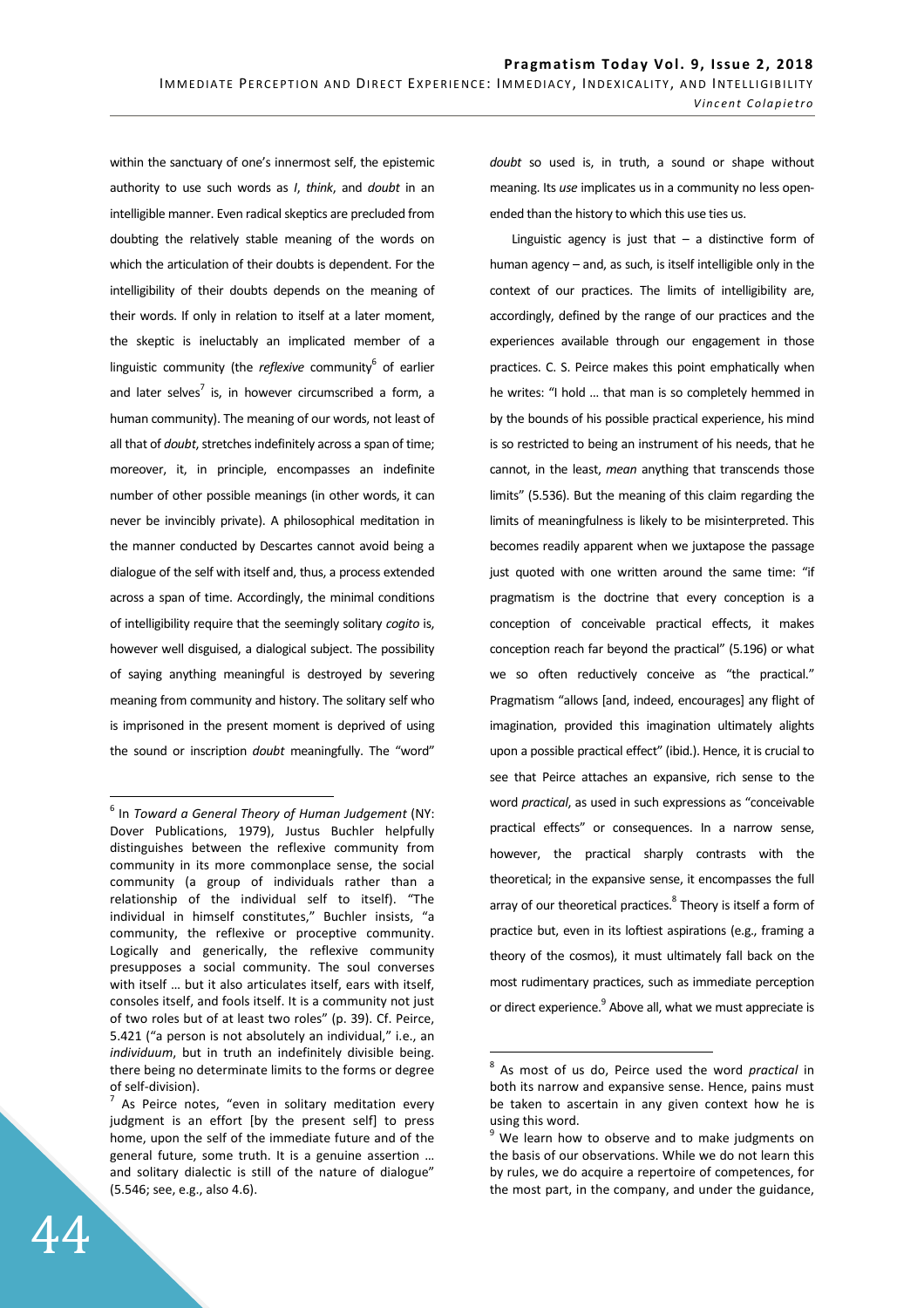within the sanctuary of one's innermost self, the epistemic authority to use such words as *I*, *think*, and *doubt* in an intelligible manner. Even radical skeptics are precluded from doubting the relatively stable meaning of the words on which the articulation of their doubts is dependent. For the intelligibility of their doubts depends on the meaning of their words. If only in relation to itself at a later moment, the skeptic is ineluctably an implicated member of a linguistic community (the *reflexive* community[6] of earlier and later selves[7] is, in however circumscribed a form, a human community). The meaning of our words, not least of all that of *doubt*, stretches indefinitely across a span of time; moreover, it, in principle, encompasses an indefinite number of other possible meanings (in other words, it can never be invincibly private). A philosophical meditation in the manner conducted by Descartes cannot avoid being a dialogue of the self with itself and, thus, a process extended across a span of time. Accordingly, the minimal conditions of intelligibility require that the seemingly solitary *cogito* is, however well disguised, a dialogical subject. The possibility of saying anything meaningful is destroyed by severing meaning from community and history. The solitary self who is imprisoned in the present moment is deprived of using the sound or inscription *doubt* meaningfully. The "word" *doubt* so used is, in truth, a sound or shape without meaning. Its *use* implicates us in a community no less open-ended than the history to which this use ties us.

Linguistic agency is just that – a distinctive form of human agency – and, as such, is itself intelligible only in the context of our practices. The limits of intelligibility are, accordingly, defined by the range of our practices and the experiences available through our engagement in those practices. C. S. Peirce makes this point emphatically when he writes: "I hold … that man is so completely hemmed in by the bounds of his possible practical experience, his mind is so restricted to being an instrument of his needs, that he cannot, in the least, *mean* anything that transcends those limits" (5.536). But the meaning of this claim regarding the limits of meaningfulness is likely to be misinterpreted. This becomes readily apparent when we juxtapose the passage just quoted with one written around the same time: "if pragmatism is the doctrine that every conception is a conception of conceivable practical effects, it makes conception reach far beyond the practical" (5.196) or what we so often reductively conceive as "the practical." Pragmatism "allows [and, indeed, encourages] any flight of imagination, provided this imagination ultimately alights upon a possible practical effect" (ibid.). Hence, it is crucial to see that Peirce attaches an expansive, rich sense to the word *practical*, as used in such expressions as "conceivable practical effects" or consequences. In a narrow sense, however, the practical sharply contrasts with the theoretical; in the expansive sense, it encompasses the full array of our theoretical practices.[8] Theory is itself a form of practice but, even in its loftiest aspirations (e.g., framing a theory of the cosmos), it must ultimately fall back on the most rudimentary practices, such as immediate perception or direct experience.[9] Above all, what we must appreciate is

---

[6] In *Toward a General Theory of Human Judgement* (NY: Dover Publications, 1979), Justus Buchler helpfully distinguishes between the reflexive community from community in its more commonplace sense, the social community (a group of individuals rather than a relationship of the individual self to itself). "The individual in himself constitutes," Buchler insists, "a community, the reflexive or proceptive community. Logically and generically, the reflexive community presupposes a social community. The soul converses with itself … but it also articulates itself, ears with itself, consoles itself, and fools itself. It is a community not just of two roles but of at least two roles" (p. 39). Cf. Peirce, 5.421 ("a person is not absolutely an individual," i.e., an *individuum*, but in truth an indefinitely divisible being. there being no determinate limits to the forms or degree of self-division).

[7] As Peirce notes, "even in solitary meditation every judgment is an effort [by the present self] to press home, upon the self of the immediate future and of the general future, some truth. It is a genuine assertion … and solitary dialectic is still of the nature of dialogue" (5.546; see, e.g., also 4.6).

[8] As most of us do, Peirce used the word *practical* in both its narrow and expansive sense. Hence, pains must be taken to ascertain in any given context how he is using this word.

[9] We learn how to observe and to make judgments on the basis of our observations. While we do not learn this by rules, we do acquire a repertoire of competences, for the most part, in the company, and under the guidance,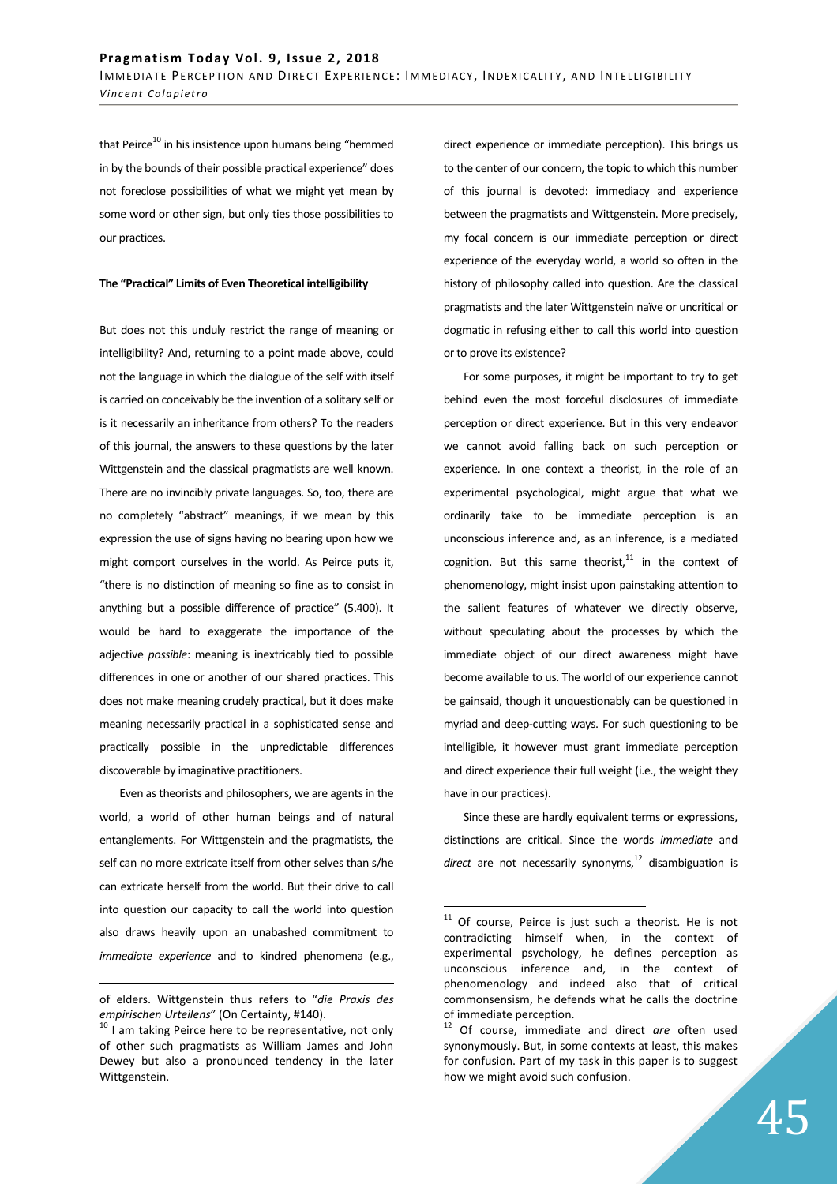that Peirce[10] in his insistence upon humans being "hemmed in by the bounds of their possible practical experience" does not foreclose possibilities of what we might yet mean by some word or other sign, but only ties those possibilities to our practices.

**The "Practical" Limits of Even Theoretical intelligibility**

But does not this unduly restrict the range of meaning or intelligibility? And, returning to a point made above, could not the language in which the dialogue of the self with itself is carried on conceivably be the invention of a solitary self or is it necessarily an inheritance from others? To the readers of this journal, the answers to these questions by the later Wittgenstein and the classical pragmatists are well known. There are no invincibly private languages. So, too, there are no completely "abstract" meanings, if we mean by this expression the use of signs having no bearing upon how we might comport ourselves in the world. As Peirce puts it, "there is no distinction of meaning so fine as to consist in anything but a possible difference of practice" (5.400). It would be hard to exaggerate the importance of the adjective *possible*: meaning is inextricably tied to possible differences in one or another of our shared practices. This does not make meaning crudely practical, but it does make meaning necessarily practical in a sophisticated sense and practically possible in the unpredictable differences discoverable by imaginative practitioners.

Even as theorists and philosophers, we are agents in the world, a world of other human beings and of natural entanglements. For Wittgenstein and the pragmatists, the self can no more extricate itself from other selves than s/he can extricate herself from the world. But their drive to call into question our capacity to call the world into question also draws heavily upon an unabashed commitment to *immediate experience* and to kindred phenomena (e.g., direct experience or immediate perception). This brings us to the center of our concern, the topic to which this number of this journal is devoted: immediacy and experience between the pragmatists and Wittgenstein. More precisely, my focal concern is our immediate perception or direct experience of the everyday world, a world so often in the history of philosophy called into question. Are the classical pragmatists and the later Wittgenstein naïve or uncritical or dogmatic in refusing either to call this world into question or to prove its existence?

For some purposes, it might be important to try to get behind even the most forceful disclosures of immediate perception or direct experience. But in this very endeavor we cannot avoid falling back on such perception or experience. In one context a theorist, in the role of an experimental psychological, might argue that what we ordinarily take to be immediate perception is an unconscious inference and, as an inference, is a mediated cognition. But this same theorist,[11] in the context of phenomenology, might insist upon painstaking attention to the salient features of whatever we directly observe, without speculating about the processes by which the immediate object of our direct awareness might have become available to us. The world of our experience cannot be gainsaid, though it unquestionably can be questioned in myriad and deep-cutting ways. For such questioning to be intelligible, it however must grant immediate perception and direct experience their full weight (i.e., the weight they have in our practices).

Since these are hardly equivalent terms or expressions, distinctions are critical. Since the words *immediate* and *direct* are not necessarily synonyms,[12] disambiguation is

---

of elders. Wittgenstein thus refers to "*die Praxis des empirischen Urteilens*" (On Certainty, #140).

[10] I am taking Peirce here to be representative, not only of other such pragmatists as William James and John Dewey but also a pronounced tendency in the later Wittgenstein.

[11] Of course, Peirce is just such a theorist. He is not contradicting himself when, in the context of experimental psychology, he defines perception as unconscious inference and, in the context of phenomenology and indeed also that of critical commonsensism, he defends what he calls the doctrine of immediate perception.

[12] Of course, immediate and direct *are* often used synonymously. But, in some contexts at least, this makes for confusion. Part of my task in this paper is to suggest how we might avoid such confusion.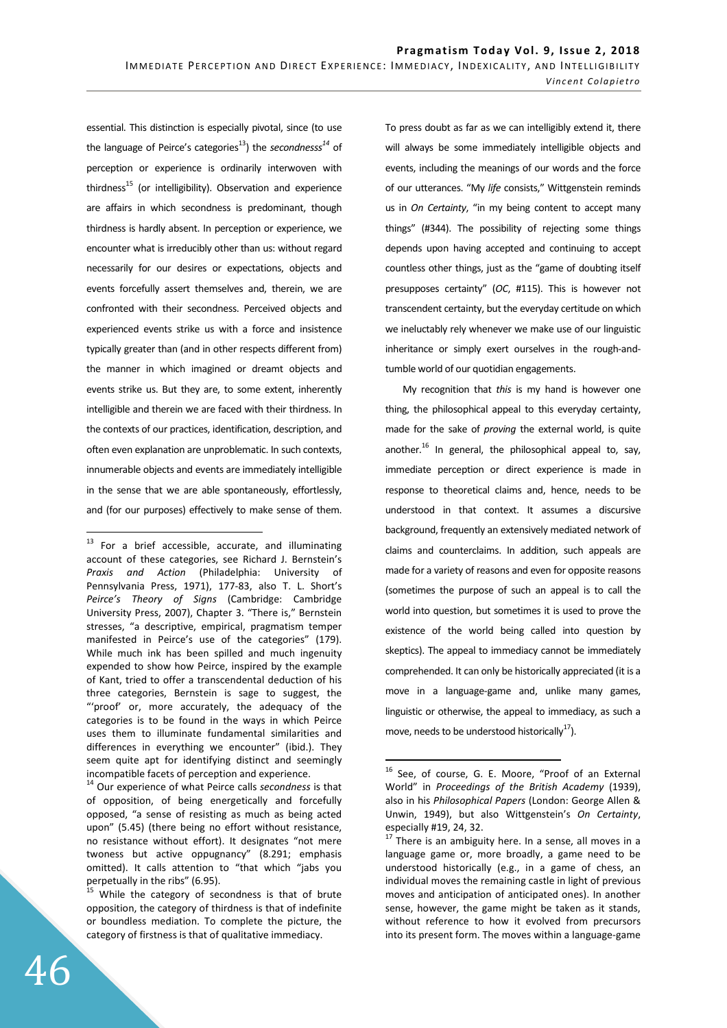essential. This distinction is especially pivotal, since (to use the language of Peirce's categories[13]) the *secondnesss*[14] of perception or experience is ordinarily interwoven with thirdness[15] (or intelligibility). Observation and experience are affairs in which secondness is predominant, though thirdness is hardly absent. In perception or experience, we encounter what is irreducibly other than us: without regard necessarily for our desires or expectations, objects and events forcefully assert themselves and, therein, we are confronted with their secondness. Perceived objects and experienced events strike us with a force and insistence typically greater than (and in other respects different from) the manner in which imagined or dreamt objects and events strike us. But they are, to some extent, inherently intelligible and therein we are faced with their thirdness. In the contexts of our practices, identification, description, and often even explanation are unproblematic. In such contexts, innumerable objects and events are immediately intelligible in the sense that we are able spontaneously, effortlessly, and (for our purposes) effectively to make sense of them. To press doubt as far as we can intelligibly extend it, there will always be some immediately intelligible objects and events, including the meanings of our words and the force of our utterances. "My *life* consists," Wittgenstein reminds us in *On Certainty*, "in my being content to accept many things" (#344). The possibility of rejecting some things depends upon having accepted and continuing to accept countless other things, just as the "game of doubting itself presupposes certainty" (*OC*, #115). This is however not transcendent certainty, but the everyday certitude on which we ineluctably rely whenever we make use of our linguistic inheritance or simply exert ourselves in the rough-and-tumble world of our quotidian engagements.

My recognition that *this* is my hand is however one thing, the philosophical appeal to this everyday certainty, made for the sake of *proving* the external world, is quite another.[16] In general, the philosophical appeal to, say, immediate perception or direct experience is made in response to theoretical claims and, hence, needs to be understood in that context. It assumes a discursive background, frequently an extensively mediated network of claims and counterclaims. In addition, such appeals are made for a variety of reasons and even for opposite reasons (sometimes the purpose of such an appeal is to call the world into question, but sometimes it is used to prove the existence of the world being called into question by skeptics). The appeal to immediacy cannot be immediately comprehended. It can only be historically appreciated (it is a move in a language-game and, unlike many games, linguistic or otherwise, the appeal to immediacy, as such a move, needs to be understood historically[17]).

---

[13] For a brief accessible, accurate, and illuminating account of these categories, see Richard J. Bernstein's *Praxis and Action* (Philadelphia: University of Pennsylvania Press, 1971), 177-83, also T. L. Short's *Peirce's Theory of Signs* (Cambridge: Cambridge University Press, 2007), Chapter 3. "There is," Bernstein stresses, "a descriptive, empirical, pragmatism temper manifested in Peirce's use of the categories" (179). While much ink has been spilled and much ingenuity expended to show how Peirce, inspired by the example of Kant, tried to offer a transcendental deduction of his three categories, Bernstein is sage to suggest, the "'proof' or, more accurately, the adequacy of the categories is to be found in the ways in which Peirce uses them to illuminate fundamental similarities and differences in everything we encounter" (ibid.). They seem quite apt for identifying distinct and seemingly incompatible facets of perception and experience.

[14] Our experience of what Peirce calls *secondness* is that of opposition, of being energetically and forcefully opposed, "a sense of resisting as much as being acted upon" (5.45) (there being no effort without resistance, no resistance without effort). It designates "not mere twoness but active oppugnancy" (8.291; emphasis omitted). It calls attention to "that which "jabs you perpetually in the ribs" (6.95).

[15] While the category of secondness is that of brute opposition, the category of thirdness is that of indefinite or boundless mediation. To complete the picture, the category of firstness is that of qualitative immediacy.

[16] See, of course, G. E. Moore, "Proof of an External World" in *Proceedings of the British Academy* (1939), also in his *Philosophical Papers* (London: George Allen & Unwin, 1949), but also Wittgenstein's *On Certainty*, especially #19, 24, 32.

[17] There is an ambiguity here. In a sense, all moves in a language game or, more broadly, a game need to be understood historically (e.g., in a game of chess, an individual moves the remaining castle in light of previous moves and anticipation of anticipated ones). In another sense, however, the game might be taken as it stands, without reference to how it evolved from precursors into its present form. The moves within a language-game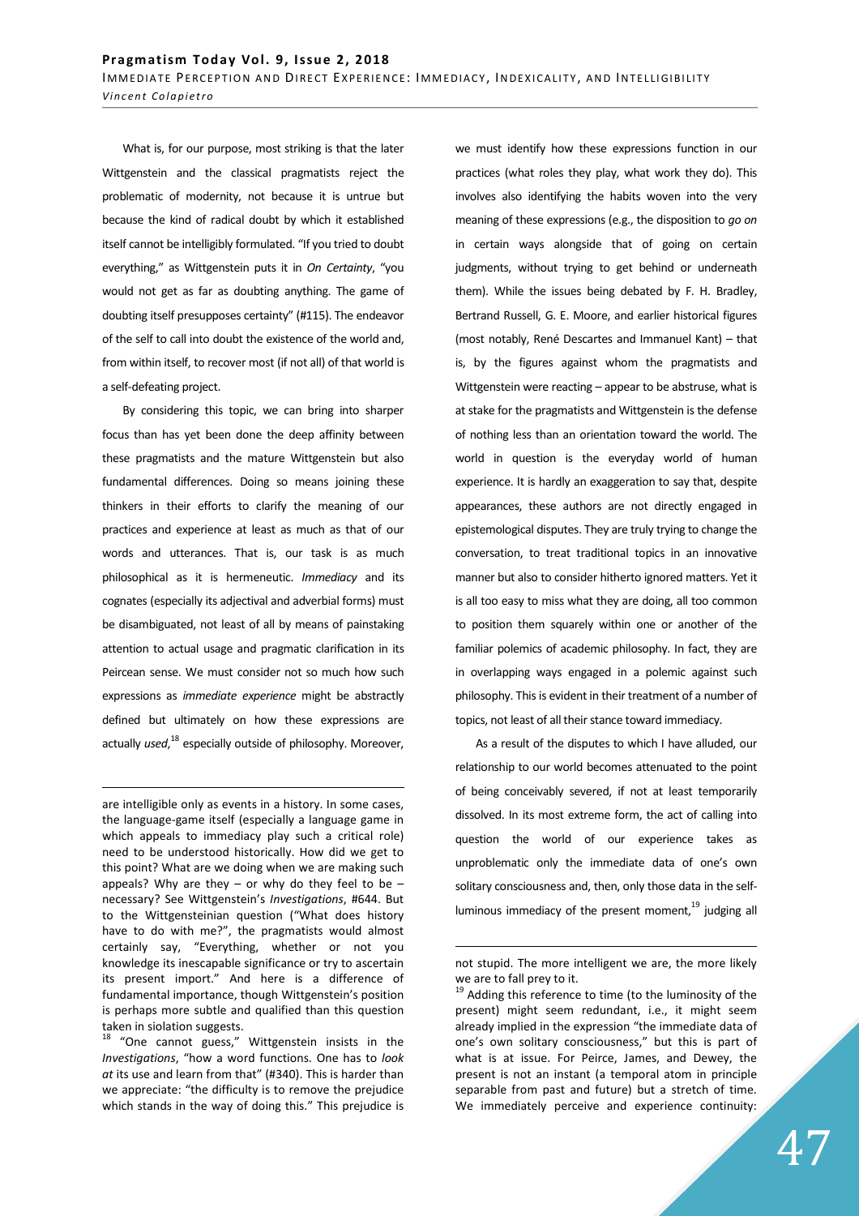What is, for our purpose, most striking is that the later Wittgenstein and the classical pragmatists reject the problematic of modernity, not because it is untrue but because the kind of radical doubt by which it established itself cannot be intelligibly formulated. "If you tried to doubt everything," as Wittgenstein puts it in *On Certainty*, "you would not get as far as doubting anything. The game of doubting itself presupposes certainty" (#115). The endeavor of the self to call into doubt the existence of the world and, from within itself, to recover most (if not all) of that world is a self-defeating project.

By considering this topic, we can bring into sharper focus than has yet been done the deep affinity between these pragmatists and the mature Wittgenstein but also fundamental differences. Doing so means joining these thinkers in their efforts to clarify the meaning of our practices and experience at least as much as that of our words and utterances. That is, our task is as much philosophical as it is hermeneutic. *Immediacy* and its cognates (especially its adjectival and adverbial forms) must be disambiguated, not least of all by means of painstaking attention to actual usage and pragmatic clarification in its Peircean sense. We must consider not so much how such expressions as *immediate experience* might be abstractly defined but ultimately on how these expressions are actually *used*,[18] especially outside of philosophy. Moreover, we must identify how these expressions function in our practices (what roles they play, what work they do). This involves also identifying the habits woven into the very meaning of these expressions (e.g., the disposition to *go on* in certain ways alongside that of going on certain judgments, without trying to get behind or underneath them). While the issues being debated by F. H. Bradley, Bertrand Russell, G. E. Moore, and earlier historical figures (most notably, René Descartes and Immanuel Kant) – that is, by the figures against whom the pragmatists and Wittgenstein were reacting – appear to be abstruse, what is at stake for the pragmatists and Wittgenstein is the defense of nothing less than an orientation toward the world. The world in question is the everyday world of human experience. It is hardly an exaggeration to say that, despite appearances, these authors are not directly engaged in epistemological disputes. They are truly trying to change the conversation, to treat traditional topics in an innovative manner but also to consider hitherto ignored matters. Yet it is all too easy to miss what they are doing, all too common to position them squarely within one or another of the familiar polemics of academic philosophy. In fact, they are in overlapping ways engaged in a polemic against such philosophy. This is evident in their treatment of a number of topics, not least of all their stance toward immediacy.

As a result of the disputes to which I have alluded, our relationship to our world becomes attenuated to the point of being conceivably severed, if not at least temporarily dissolved. In its most extreme form, the act of calling into question the world of our experience takes as unproblematic only the immediate data of one's own solitary consciousness and, then, only those data in the self-luminous immediacy of the present moment,[19] judging all

---

are intelligible only as events in a history. In some cases, the language-game itself (especially a language game in which appeals to immediacy play such a critical role) need to be understood historically. How did we get to this point? What are we doing when we are making such appeals? Why are they – or why do they feel to be – necessary? See Wittgenstein's *Investigations*, #644. But to the Wittgensteinian question ("What does history have to do with me?", the pragmatists would almost certainly say, "Everything, whether or not you knowledge its inescapable significance or try to ascertain its present import." And here is a difference of fundamental importance, though Wittgenstein's position is perhaps more subtle and qualified than this question taken in siolation suggests.

[18] "One cannot guess," Wittgenstein insists in the *Investigations*, "how a word functions. One has to *look at* its use and learn from that" (#340). This is harder than we appreciate: "the difficulty is to remove the prejudice which stands in the way of doing this." This prejudice is not stupid. The more intelligent we are, the more likely we are to fall prey to it.

[19] Adding this reference to time (to the luminosity of the present) might seem redundant, i.e., it might seem already implied in the expression "the immediate data of one's own solitary consciousness," but this is part of what is at issue. For Peirce, James, and Dewey, the present is not an instant (a temporal atom in principle separable from past and future) but a stretch of time. We immediately perceive and experience continuity: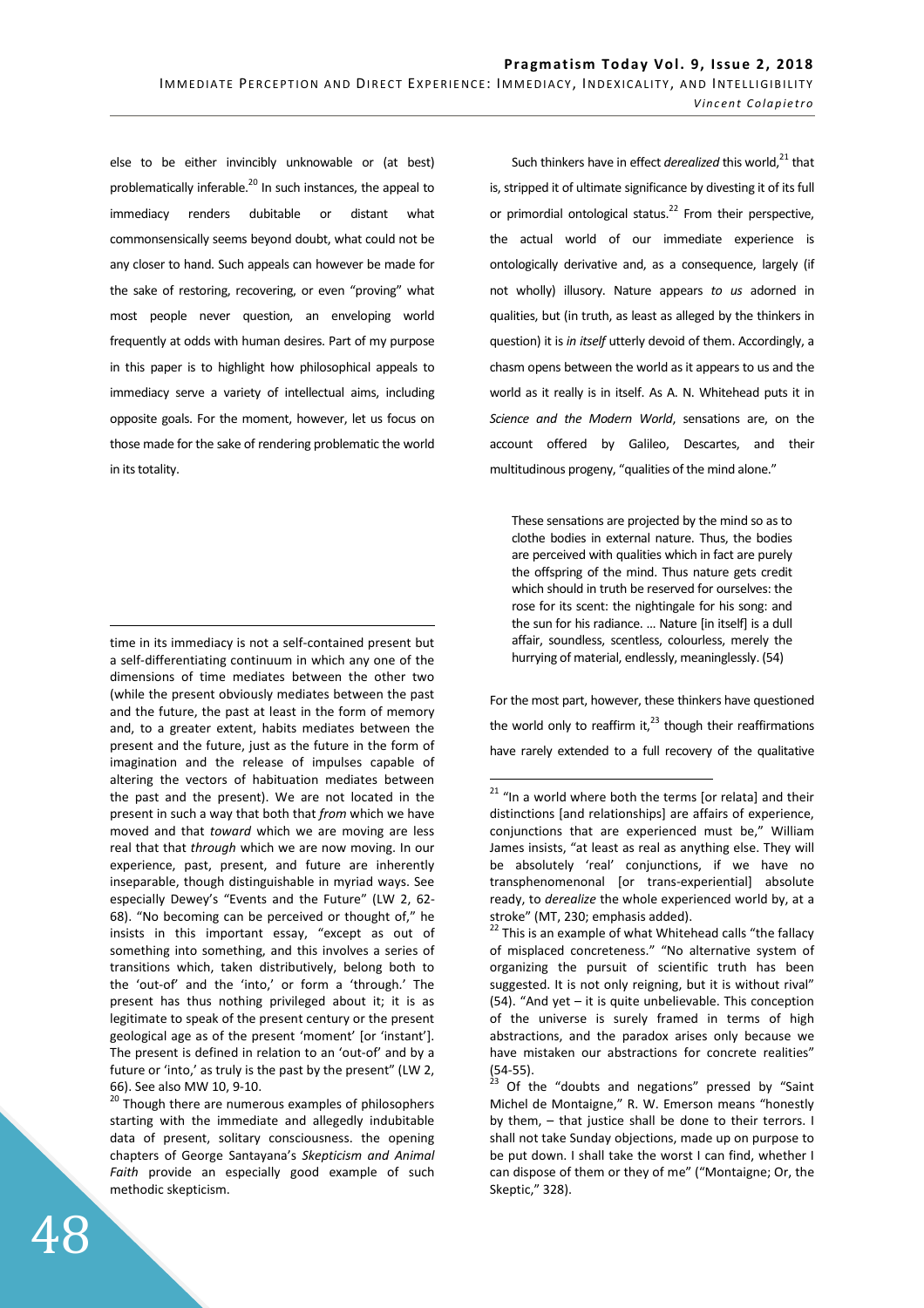else to be either invincibly unknowable or (at best) problematically inferable.[20] In such instances, the appeal to immediacy renders dubitable or distant what commonsensically seems beyond doubt, what could not be any closer to hand. Such appeals can however be made for the sake of restoring, recovering, or even "proving" what most people never question, an enveloping world frequently at odds with human desires. Part of my purpose in this paper is to highlight how philosophical appeals to immediacy serve a variety of intellectual aims, including opposite goals. For the moment, however, let us focus on those made for the sake of rendering problematic the world in its totality.

Such thinkers have in effect *derealized* this world,[21] that is, stripped it of ultimate significance by divesting it of its full or primordial ontological status.[22] From their perspective, the actual world of our immediate experience is ontologically derivative and, as a consequence, largely (if not wholly) illusory. Nature appears *to us* adorned in qualities, but (in truth, as least as alleged by the thinkers in question) it is *in itself* utterly devoid of them. Accordingly, a chasm opens between the world as it appears to us and the world as it really is in itself. As A. N. Whitehead puts it in *Science and the Modern World*, sensations are, on the account offered by Galileo, Descartes, and their multitudinous progeny, "qualities of the mind alone."

> These sensations are projected by the mind so as to clothe bodies in external nature. Thus, the bodies are perceived with qualities which in fact are purely the offspring of the mind. Thus nature gets credit which should in truth be reserved for ourselves: the rose for its scent: the nightingale for his song: and the sun for his radiance. … Nature [in itself] is a dull affair, soundless, scentless, colourless, merely the hurrying of material, endlessly, meaninglessly. (54)

For the most part, however, these thinkers have questioned the world only to reaffirm it,[23] though their reaffirmations have rarely extended to a full recovery of the qualitative

---

time in its immediacy is not a self-contained present but a self-differentiating continuum in which any one of the dimensions of time mediates between the other two (while the present obviously mediates between the past and the future, the past at least in the form of memory and, to a greater extent, habits mediates between the present and the future, just as the future in the form of imagination and the release of impulses capable of altering the vectors of habituation mediates between the past and the present). We are not located in the present in such a way that both that *from* which we have moved and that *toward* which we are moving are less real that that *through* which we are now moving. In our experience, past, present, and future are inherently inseparable, though distinguishable in myriad ways. See especially Dewey's "Events and the Future" (LW 2, 62-68). "No becoming can be perceived or thought of," he insists in this important essay, "except as out of something into something, and this involves a series of transitions which, taken distributively, belong both to the 'out-of' and the 'into,' or form a 'through.' The present has thus nothing privileged about it; it is as legitimate to speak of the present century or the present geological age as of the present 'moment' [or 'instant']. The present is defined in relation to an 'out-of' and by a future or 'into,' as truly is the past by the present" (LW 2, 66). See also MW 10, 9-10.

[20] Though there are numerous examples of philosophers starting with the immediate and allegedly indubitable data of present, solitary consciousness. the opening chapters of George Santayana's *Skepticism and Animal Faith* provide an especially good example of such methodic skepticism.

[21] "In a world where both the terms [or relata] and their distinctions [and relationships] are affairs of experience, conjunctions that are experienced must be," William James insists, "at least as real as anything else. They will be absolutely 'real' conjunctions, if we have no transphenomenonal [or trans-experiential] absolute ready, to *derealize* the whole experienced world by, at a stroke" (MT, 230; emphasis added).

[22] This is an example of what Whitehead calls "the fallacy of misplaced concreteness." "No alternative system of organizing the pursuit of scientific truth has been suggested. It is not only reigning, but it is without rival" (54). "And yet – it is quite unbelievable. This conception of the universe is surely framed in terms of high abstractions, and the paradox arises only because we have mistaken our abstractions for concrete realities" (54-55).

[23] Of the "doubts and negations" pressed by "Saint Michel de Montaigne," R. W. Emerson means "honestly by them, – that justice shall be done to their terrors. I shall not take Sunday objections, made up on purpose to be put down. I shall take the worst I can find, whether I can dispose of them or they of me" ("Montaigne; Or, the Skeptic," 328).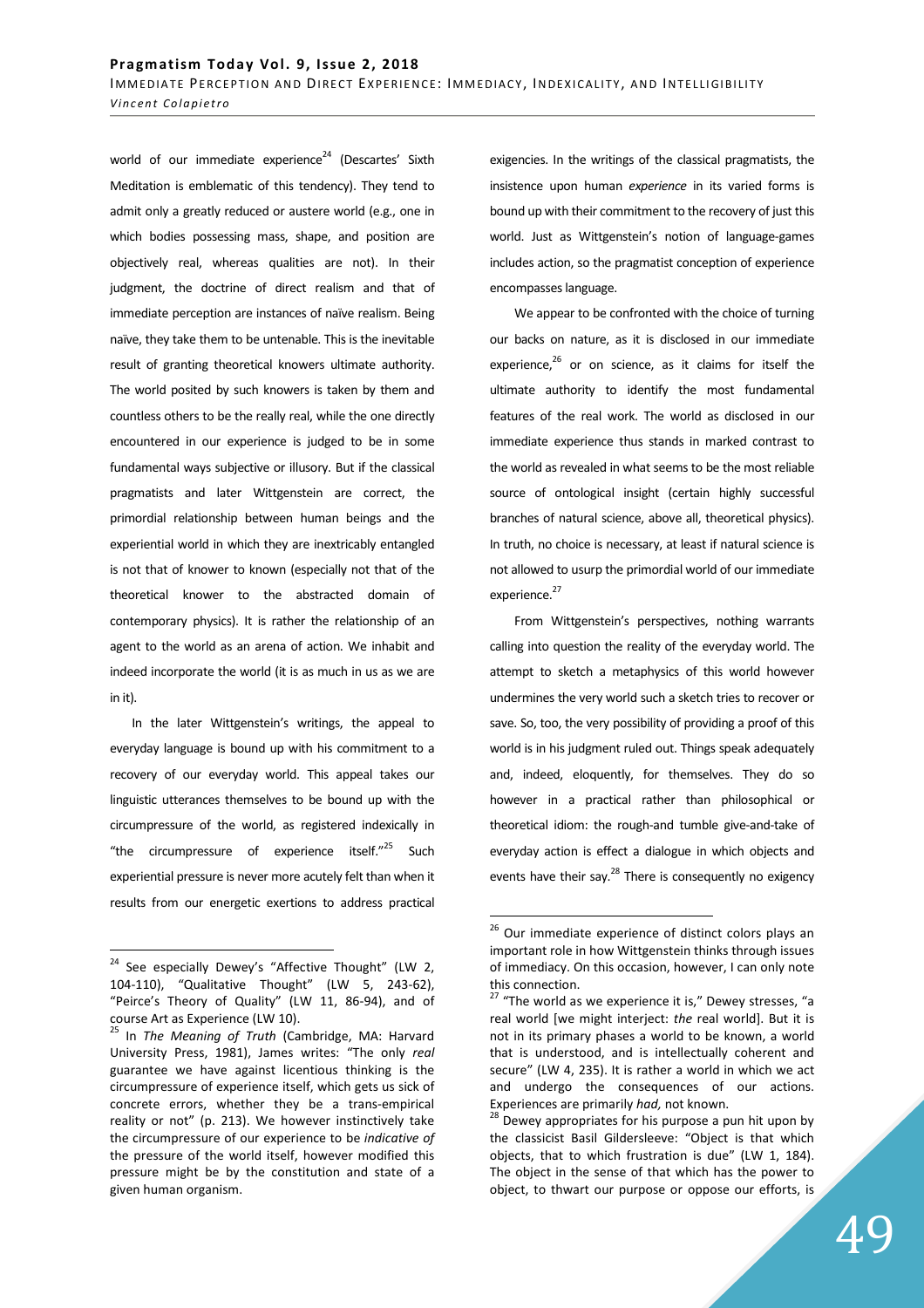world of our immediate experience[24] (Descartes' Sixth Meditation is emblematic of this tendency). They tend to admit only a greatly reduced or austere world (e.g., one in which bodies possessing mass, shape, and position are objectively real, whereas qualities are not). In their judgment, the doctrine of direct realism and that of immediate perception are instances of naïve realism. Being naïve, they take them to be untenable. This is the inevitable result of granting theoretical knowers ultimate authority. The world posited by such knowers is taken by them and countless others to be the really real, while the one directly encountered in our experience is judged to be in some fundamental ways subjective or illusory. But if the classical pragmatists and later Wittgenstein are correct, the primordial relationship between human beings and the experiential world in which they are inextricably entangled is not that of knower to known (especially not that of the theoretical knower to the abstracted domain of contemporary physics). It is rather the relationship of an agent to the world as an arena of action. We inhabit and indeed incorporate the world (it is as much in us as we are in it).

In the later Wittgenstein's writings, the appeal to everyday language is bound up with his commitment to a recovery of our everyday world. This appeal takes our linguistic utterances themselves to be bound up with the circumpressure of the world, as registered indexically in "the circumpressure of experience itself."[25] Such experiential pressure is never more acutely felt than when it results from our energetic exertions to address practical exigencies. In the writings of the classical pragmatists, the insistence upon human *experience* in its varied forms is bound up with their commitment to the recovery of just this world. Just as Wittgenstein's notion of language-games includes action, so the pragmatist conception of experience encompasses language.

We appear to be confronted with the choice of turning our backs on nature, as it is disclosed in our immediate experience,[26] or on science, as it claims for itself the ultimate authority to identify the most fundamental features of the real work. The world as disclosed in our immediate experience thus stands in marked contrast to the world as revealed in what seems to be the most reliable source of ontological insight (certain highly successful branches of natural science, above all, theoretical physics). In truth, no choice is necessary, at least if natural science is not allowed to usurp the primordial world of our immediate experience.[27]

From Wittgenstein's perspectives, nothing warrants calling into question the reality of the everyday world. The attempt to sketch a metaphysics of this world however undermines the very world such a sketch tries to recover or save. So, too, the very possibility of providing a proof of this world is in his judgment ruled out. Things speak adequately and, indeed, eloquently, for themselves. They do so however in a practical rather than philosophical or theoretical idiom: the rough-and tumble give-and-take of everyday action is effect a dialogue in which objects and events have their say.[28] There is consequently no exigency

---

[24] See especially Dewey's "Affective Thought" (LW 2, 104-110), "Qualitative Thought" (LW 5, 243-62), "Peirce's Theory of Quality" (LW 11, 86-94), and of course Art as Experience (LW 10).

[25] In *The Meaning of Truth* (Cambridge, MA: Harvard University Press, 1981), James writes: "The only *real* guarantee we have against licentious thinking is the circumpressure of experience itself, which gets us sick of concrete errors, whether they be a trans-empirical reality or not" (p. 213). We however instinctively take the circumpressure of our experience to be *indicative of* the pressure of the world itself, however modified this pressure might be by the constitution and state of a given human organism.

[26] Our immediate experience of distinct colors plays an important role in how Wittgenstein thinks through issues of immediacy. On this occasion, however, I can only note this connection.

[27] "The world as we experience it is," Dewey stresses, "a real world [we might interject: *the* real world]. But it is not in its primary phases a world to be known, a world that is understood, and is intellectually coherent and secure" (LW 4, 235). It is rather a world in which we act and undergo the consequences of our actions. Experiences are primarily *had*, not known.

[28] Dewey appropriates for his purpose a pun hit upon by the classicist Basil Gildersleeve: "Object is that which objects, that to which frustration is due" (LW 1, 184). The object in the sense of that which has the power to object, to thwart our purpose or oppose our efforts, is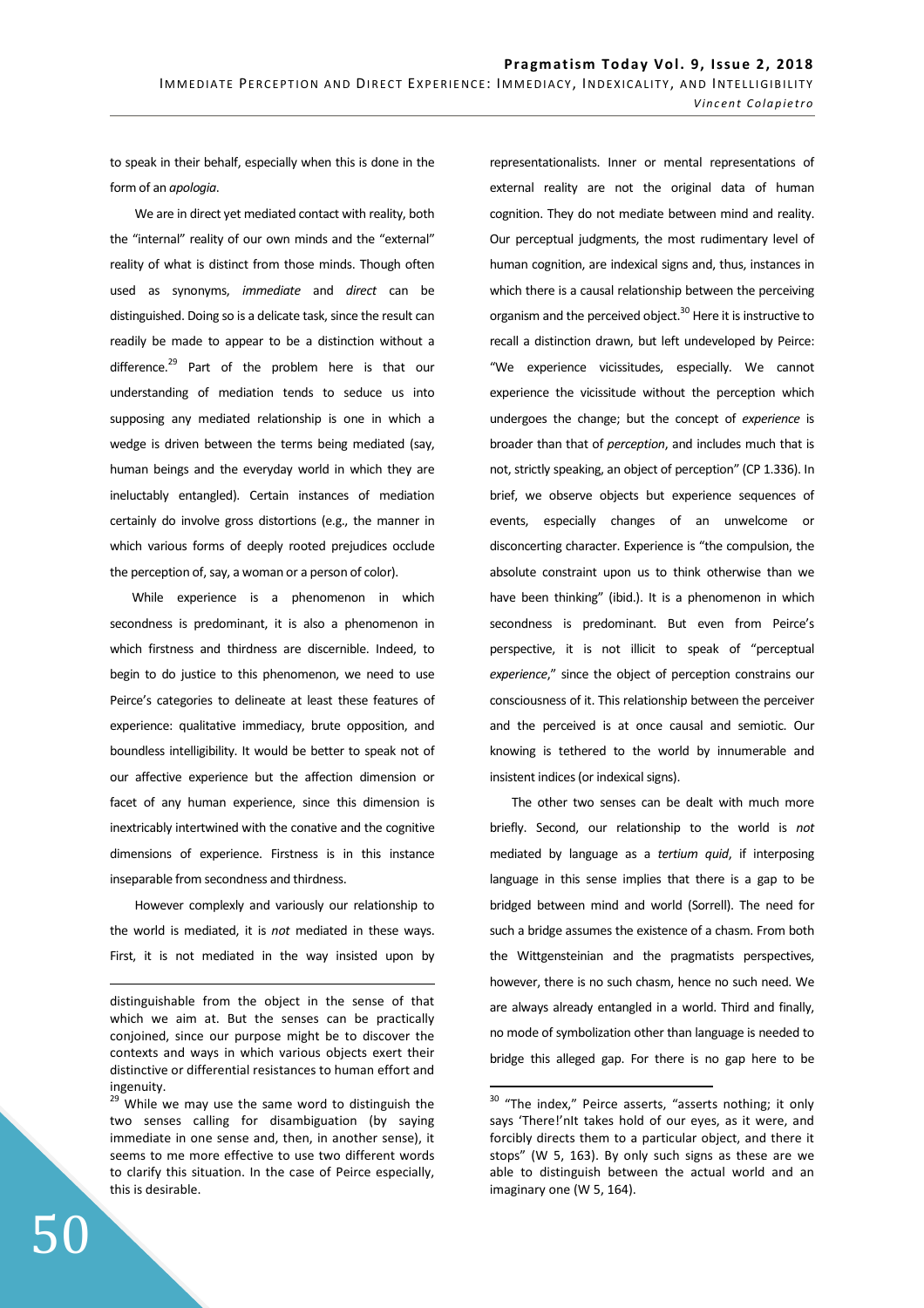to speak in their behalf, especially when this is done in the form of an *apologia*.

We are in direct yet mediated contact with reality, both the "internal" reality of our own minds and the "external" reality of what is distinct from those minds. Though often used as synonyms, *immediate* and *direct* can be distinguished. Doing so is a delicate task, since the result can readily be made to appear to be a distinction without a difference.[29] Part of the problem here is that our understanding of mediation tends to seduce us into supposing any mediated relationship is one in which a wedge is driven between the terms being mediated (say, human beings and the everyday world in which they are ineluctably entangled). Certain instances of mediation certainly do involve gross distortions (e.g., the manner in which various forms of deeply rooted prejudices occlude the perception of, say, a woman or a person of color).

While experience is a phenomenon in which secondness is predominant, it is also a phenomenon in which firstness and thirdness are discernible. Indeed, to begin to do justice to this phenomenon, we need to use Peirce's categories to delineate at least these features of experience: qualitative immediacy, brute opposition, and boundless intelligibility. It would be better to speak not of our affective experience but the affection dimension or facet of any human experience, since this dimension is inextricably intertwined with the conative and the cognitive dimensions of experience. Firstness is in this instance inseparable from secondness and thirdness.

However complexly and variously our relationship to the world is mediated, it is *not* mediated in these ways. First, it is not mediated in the way insisted upon by representationalists. Inner or mental representations of external reality are not the original data of human cognition. They do not mediate between mind and reality. Our perceptual judgments, the most rudimentary level of human cognition, are indexical signs and, thus, instances in which there is a causal relationship between the perceiving organism and the perceived object.[30] Here it is instructive to recall a distinction drawn, but left undeveloped by Peirce: "We experience vicissitudes, especially. We cannot experience the vicissitude without the perception which undergoes the change; but the concept of *experience* is broader than that of *perception*, and includes much that is not, strictly speaking, an object of perception" (CP 1.336). In brief, we observe objects but experience sequences of events, especially changes of an unwelcome or disconcerting character. Experience is "the compulsion, the absolute constraint upon us to think otherwise than we have been thinking" (ibid.). It is a phenomenon in which secondness is predominant. But even from Peirce's perspective, it is not illicit to speak of "perceptual *experience*," since the object of perception constrains our consciousness of it. This relationship between the perceiver and the perceived is at once causal and semiotic. Our knowing is tethered to the world by innumerable and insistent indices (or indexical signs).

The other two senses can be dealt with much more briefly. Second, our relationship to the world is *not* mediated by language as a *tertium quid*, if interposing language in this sense implies that there is a gap to be bridged between mind and world (Sorrell). The need for such a bridge assumes the existence of a chasm. From both the Wittgensteinian and the pragmatists perspectives, however, there is no such chasm, hence no such need. We are always already entangled in a world. Third and finally, no mode of symbolization other than language is needed to bridge this alleged gap. For there is no gap here to be

---

distinguishable from the object in the sense of that which we aim at. But the senses can be practically conjoined, since our purpose might be to discover the contexts and ways in which various objects exert their distinctive or differential resistances to human effort and ingenuity.

[29] While we may use the same word to distinguish the two senses calling for disambiguation (by saying immediate in one sense and, then, in another sense), it seems to me more effective to use two different words to clarify this situation. In the case of Peirce especially, this is desirable.

[30] "The index," Peirce asserts, "asserts nothing; it only says 'There!'nIt takes hold of our eyes, as it were, and forcibly directs them to a particular object, and there it stops" (W 5, 163). By only such signs as these are we able to distinguish between the actual world and an imaginary one (W 5, 164).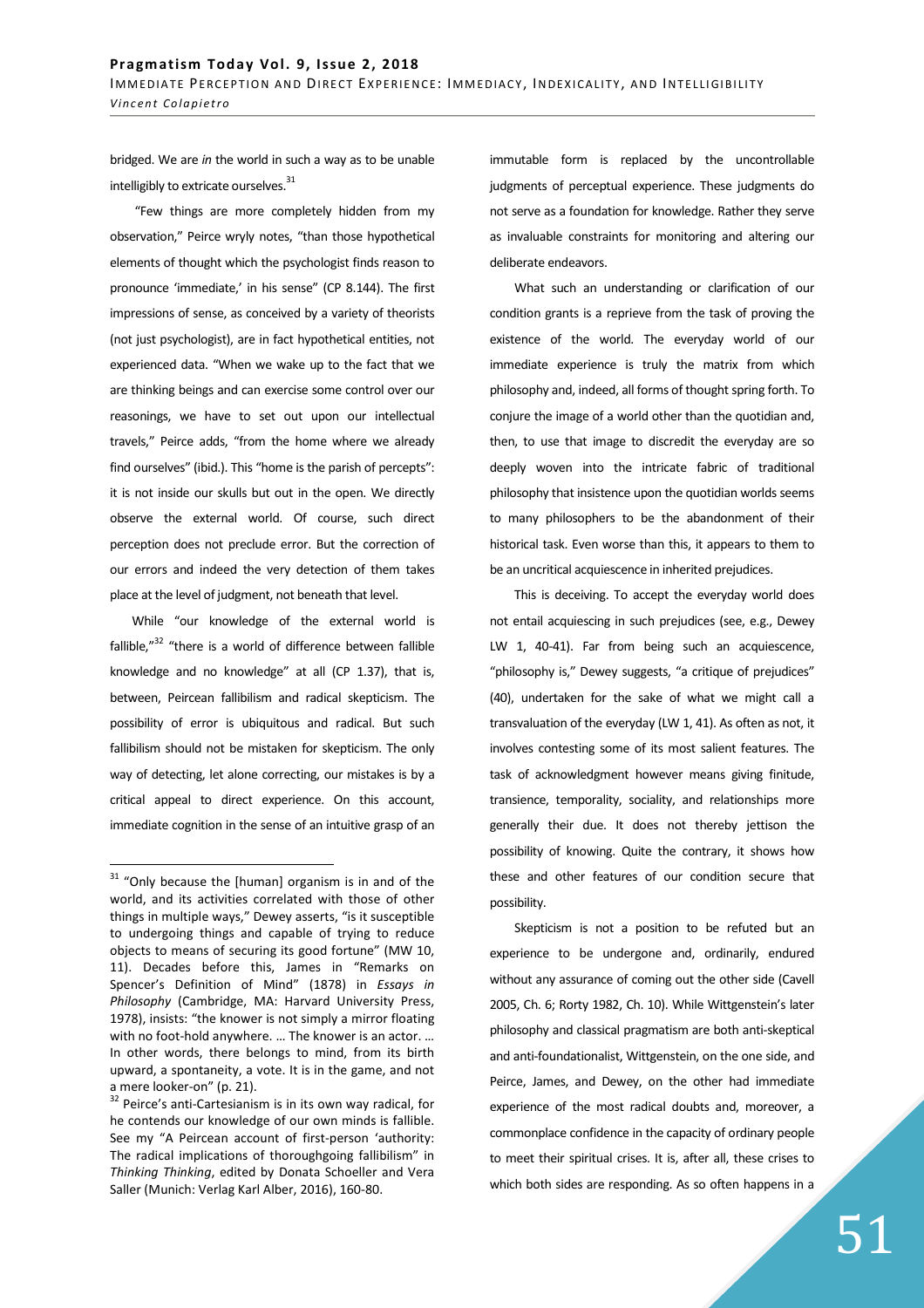bridged. We are *in* the world in such a way as to be unable intelligibly to extricate ourselves.[31]

"Few things are more completely hidden from my observation," Peirce wryly notes, "than those hypothetical elements of thought which the psychologist finds reason to pronounce 'immediate,' in his sense" (CP 8.144). The first impressions of sense, as conceived by a variety of theorists (not just psychologist), are in fact hypothetical entities, not experienced data. "When we wake up to the fact that we are thinking beings and can exercise some control over our reasonings, we have to set out upon our intellectual travels," Peirce adds, "from the home where we already find ourselves" (ibid.). This "home is the parish of percepts": it is not inside our skulls but out in the open. We directly observe the external world. Of course, such direct perception does not preclude error. But the correction of our errors and indeed the very detection of them takes place at the level of judgment, not beneath that level.

While "our knowledge of the external world is fallible,"[32] "there is a world of difference between fallible knowledge and no knowledge" at all (CP 1.37), that is, between, Peircean fallibilism and radical skepticism. The possibility of error is ubiquitous and radical. But such fallibilism should not be mistaken for skepticism. The only way of detecting, let alone correcting, our mistakes is by a critical appeal to direct experience. On this account, immediate cognition in the sense of an intuitive grasp of an immutable form is replaced by the uncontrollable judgments of perceptual experience. These judgments do not serve as a foundation for knowledge. Rather they serve as invaluable constraints for monitoring and altering our deliberate endeavors.

What such an understanding or clarification of our condition grants is a reprieve from the task of proving the existence of the world. The everyday world of our immediate experience is truly the matrix from which philosophy and, indeed, all forms of thought spring forth. To conjure the image of a world other than the quotidian and, then, to use that image to discredit the everyday are so deeply woven into the intricate fabric of traditional philosophy that insistence upon the quotidian worlds seems to many philosophers to be the abandonment of their historical task. Even worse than this, it appears to them to be an uncritical acquiescence in inherited prejudices.

This is deceiving. To accept the everyday world does not entail acquiescing in such prejudices (see, e.g., Dewey LW 1, 40-41). Far from being such an acquiescence, "philosophy is," Dewey suggests, "a critique of prejudices" (40), undertaken for the sake of what we might call a transvaluation of the everyday (LW 1, 41). As often as not, it involves contesting some of its most salient features. The task of acknowledgment however means giving finitude, transience, temporality, sociality, and relationships more generally their due. It does not thereby jettison the possibility of knowing. Quite the contrary, it shows how these and other features of our condition secure that possibility.

Skepticism is not a position to be refuted but an experience to be undergone and, ordinarily, endured without any assurance of coming out the other side (Cavell 2005, Ch. 6; Rorty 1982, Ch. 10). While Wittgenstein's later philosophy and classical pragmatism are both anti-skeptical and anti-foundationalist, Wittgenstein, on the one side, and Peirce, James, and Dewey, on the other had immediate experience of the most radical doubts and, moreover, a commonplace confidence in the capacity of ordinary people to meet their spiritual crises. It is, after all, these crises to which both sides are responding. As so often happens in a

---

[31] "Only because the [human] organism is in and of the world, and its activities correlated with those of other things in multiple ways," Dewey asserts, "is it susceptible to undergoing things and capable of trying to reduce objects to means of securing its good fortune" (MW 10, 11). Decades before this, James in "Remarks on Spencer's Definition of Mind" (1878) in *Essays in Philosophy* (Cambridge, MA: Harvard University Press, 1978), insists: "the knower is not simply a mirror floating with no foot-hold anywhere. … The knower is an actor. … In other words, there belongs to mind, from its birth upward, a spontaneity, a vote. It is in the game, and not a mere looker-on" (p. 21).

[32] Peirce's anti-Cartesianism is in its own way radical, for he contends our knowledge of our own minds is fallible. See my "A Peircean account of first-person 'authority: The radical implications of thoroughgoing fallibilism" in *Thinking Thinking*, edited by Donata Schoeller and Vera Saller (Munich: Verlag Karl Alber, 2016), 160-80.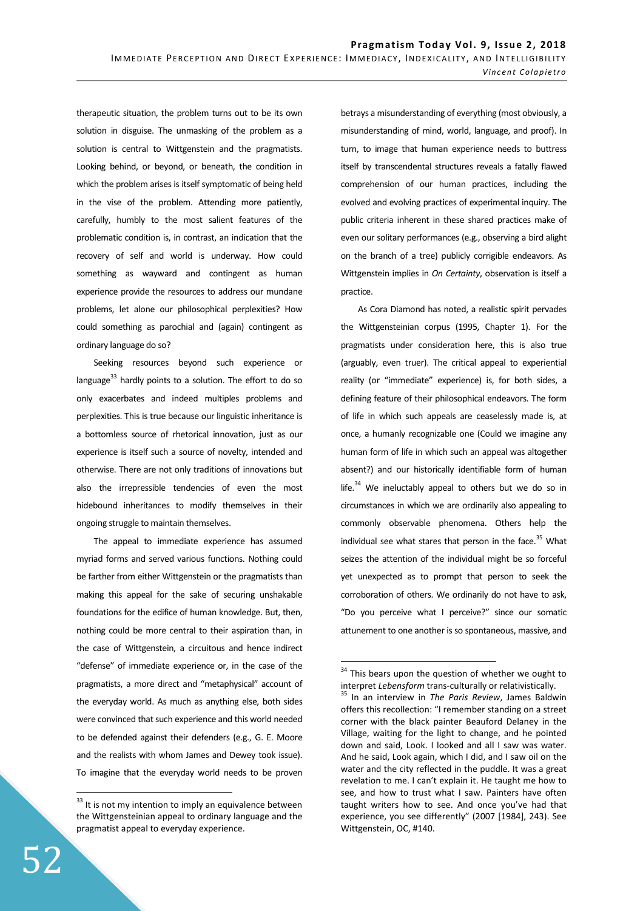therapeutic situation, the problem turns out to be its own solution in disguise. The unmasking of the problem as a solution is central to Wittgenstein and the pragmatists. Looking behind, or beyond, or beneath, the condition in which the problem arises is itself symptomatic of being held in the vise of the problem. Attending more patiently, carefully, humbly to the most salient features of the problematic condition is, in contrast, an indication that the recovery of self and world is underway. How could something as wayward and contingent as human experience provide the resources to address our mundane problems, let alone our philosophical perplexities? How could something as parochial and (again) contingent as ordinary language do so?

Seeking resources beyond such experience or language[33] hardly points to a solution. The effort to do so only exacerbates and indeed multiples problems and perplexities. This is true because our linguistic inheritance is a bottomless source of rhetorical innovation, just as our experience is itself such a source of novelty, intended and otherwise. There are not only traditions of innovations but also the irrepressible tendencies of even the most hidebound inheritances to modify themselves in their ongoing struggle to maintain themselves.

The appeal to immediate experience has assumed myriad forms and served various functions. Nothing could be farther from either Wittgenstein or the pragmatists than making this appeal for the sake of securing unshakable foundations for the edifice of human knowledge. But, then, nothing could be more central to their aspiration than, in the case of Wittgenstein, a circuitous and hence indirect "defense" of immediate experience or, in the case of the pragmatists, a more direct and "metaphysical" account of the everyday world. As much as anything else, both sides were convinced that such experience and this world needed to be defended against their defenders (e.g., G. E. Moore and the realists with whom James and Dewey took issue). To imagine that the everyday world needs to be proven betrays a misunderstanding of everything (most obviously, a misunderstanding of mind, world, language, and proof). In turn, to image that human experience needs to buttress itself by transcendental structures reveals a fatally flawed comprehension of our human practices, including the evolved and evolving practices of experimental inquiry. The public criteria inherent in these shared practices make of even our solitary performances (e.g., observing a bird alight on the branch of a tree) publicly corrigible endeavors. As Wittgenstein implies in *On Certainty*, observation is itself a practice.

As Cora Diamond has noted, a realistic spirit pervades the Wittgensteinian corpus (1995, Chapter 1). For the pragmatists under consideration here, this is also true (arguably, even truer). The critical appeal to experiential reality (or "immediate" experience) is, for both sides, a defining feature of their philosophical endeavors. The form of life in which such appeals are ceaselessly made is, at once, a humanly recognizable one (Could we imagine any human form of life in which such an appeal was altogether absent?) and our historically identifiable form of human life.[34] We ineluctably appeal to others but we do so in circumstances in which we are ordinarily also appealing to commonly observable phenomena. Others help the individual see what stares that person in the face.[35] What seizes the attention of the individual might be so forceful yet unexpected as to prompt that person to seek the corroboration of others. We ordinarily do not have to ask, "Do you perceive what I perceive?" since our somatic attunement to one another is so spontaneous, massive, and

---

[33] It is not my intention to imply an equivalence between the Wittgensteinian appeal to ordinary language and the pragmatist appeal to everyday experience.

[34] This bears upon the question of whether we ought to interpret *Lebensform* trans-culturally or relativistically.

[35] In an interview in *The Paris Review*, James Baldwin offers this recollection: "I remember standing on a street corner with the black painter Beauford Delaney in the Village, waiting for the light to change, and he pointed down and said, Look. I looked and all I saw was water. And he said, Look again, which I did, and I saw oil on the water and the city reflected in the puddle. It was a great revelation to me. I can't explain it. He taught me how to see, and how to trust what I saw. Painters have often taught writers how to see. And once you've had that experience, you see differently" (2007 [1984], 243). See Wittgenstein, OC, #140.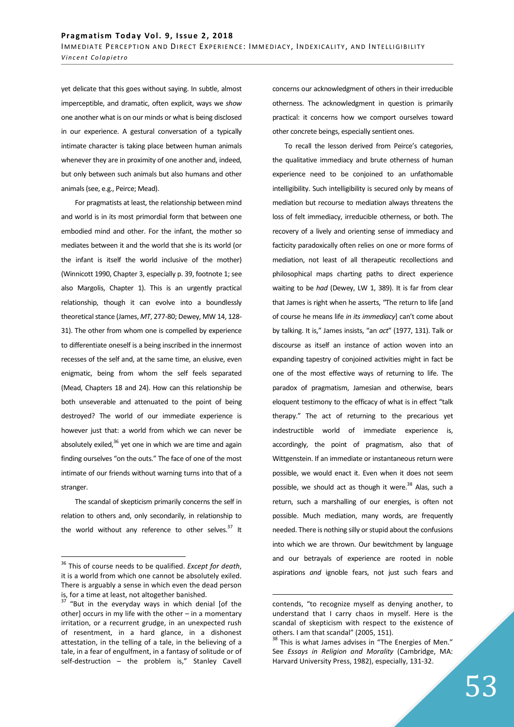yet delicate that this goes without saying. In subtle, almost imperceptible, and dramatic, often explicit, ways we *show* one another what is on our minds or what is being disclosed in our experience. A gestural conversation of a typically intimate character is taking place between human animals whenever they are in proximity of one another and, indeed, but only between such animals but also humans and other animals (see, e.g., Peirce; Mead).

For pragmatists at least, the relationship between mind and world is in its most primordial form that between one embodied mind and other. For the infant, the mother so mediates between it and the world that she is its world (or the infant is itself the world inclusive of the mother) (Winnicott 1990, Chapter 3, especially p. 39, footnote 1; see also Margolis, Chapter 1). This is an urgently practical relationship, though it can evolve into a boundlessly theoretical stance (James, *MT*, 277-80; Dewey, MW 14, 128-31). The other from whom one is compelled by experience to differentiate oneself is a being inscribed in the innermost recesses of the self and, at the same time, an elusive, even enigmatic, being from whom the self feels separated (Mead, Chapters 18 and 24). How can this relationship be both unseverable and attenuated to the point of being destroyed? The world of our immediate experience is however just that: a world from which we can never be absolutely exiled,[36] yet one in which we are time and again finding ourselves "on the outs." The face of one of the most intimate of our friends without warning turns into that of a stranger.

The scandal of skepticism primarily concerns the self in relation to others and, only secondarily, in relationship to the world without any reference to other selves.[37] It concerns our acknowledgment of others in their irreducible otherness. The acknowledgment in question is primarily practical: it concerns how we comport ourselves toward other concrete beings, especially sentient ones.

To recall the lesson derived from Peirce's categories, the qualitative immediacy and brute otherness of human experience need to be conjoined to an unfathomable intelligibility. Such intelligibility is secured only by means of mediation but recourse to mediation always threatens the loss of felt immediacy, irreducible otherness, or both. The recovery of a lively and orienting sense of immediacy and facticity paradoxically often relies on one or more forms of mediation, not least of all therapeutic recollections and philosophical maps charting paths to direct experience waiting to be *had* (Dewey, LW 1, 389). It is far from clear that James is right when he asserts, "The return to life [and of course he means life *in its immediacy*] can't come about by talking. It is," James insists, "an *act*" (1977, 131). Talk or discourse as itself an instance of action woven into an expanding tapestry of conjoined activities might in fact be one of the most effective ways of returning to life. The paradox of pragmatism, Jamesian and otherwise, bears eloquent testimony to the efficacy of what is in effect "talk therapy." The act of returning to the precarious yet indestructible world of immediate experience is, accordingly, the point of pragmatism, also that of Wittgenstein. If an immediate or instantaneous return were possible, we would enact it. Even when it does not seem possible, we should act as though it were.[38] Alas, such a return, such a marshalling of our energies, is often not possible. Much mediation, many words, are frequently needed. There is nothing silly or stupid about the confusions into which we are thrown. Our bewitchment by language and our betrayals of experience are rooted in noble aspirations *and* ignoble fears, not just such fears and

---

[36] This of course needs to be qualified. *Except for death*, it is a world from which one cannot be absolutely exiled. There is arguably a sense in which even the dead person is, for a time at least, not altogether banished.

[37] "But in the everyday ways in which denial [of the other] occurs in my life with the other – in a momentary irritation, or a recurrent grudge, in an unexpected rush of resentment, in a hard glance, in a dishonest attestation, in the telling of a tale, in the believing of a tale, in a fear of engulfment, in a fantasy of solitude or of self-destruction – the problem is," Stanley Cavell contends, "to recognize myself as denying another, to understand that I carry chaos in myself. Here is the scandal of skepticism with respect to the existence of others. I am that scandal" (2005, 151).

[38] This is what James advises in "The Energies of Men." See *Essays in Religion and Morality* (Cambridge, MA: Harvard University Press, 1982), especially, 131-32.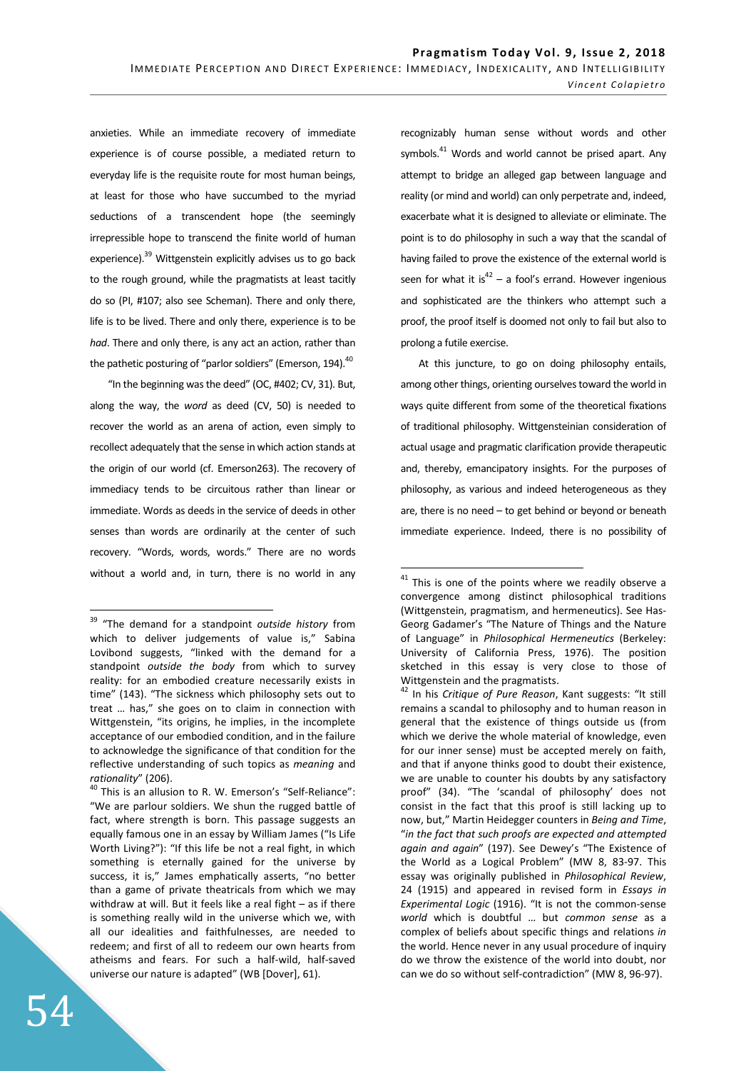anxieties. While an immediate recovery of immediate experience is of course possible, a mediated return to everyday life is the requisite route for most human beings, at least for those who have succumbed to the myriad seductions of a transcendent hope (the seemingly irrepressible hope to transcend the finite world of human experience).[39] Wittgenstein explicitly advises us to go back to the rough ground, while the pragmatists at least tacitly do so (PI, #107; also see Scheman). There and only there, life is to be lived. There and only there, experience is to be *had*. There and only there, is any act an action, rather than the pathetic posturing of "parlor soldiers" (Emerson, 194).[40]

"In the beginning was the deed" (OC, #402; CV, 31). But, along the way, the *word* as deed (CV, 50) is needed to recover the world as an arena of action, even simply to recollect adequately that the sense in which action stands at the origin of our world (cf. Emerson263). The recovery of immediacy tends to be circuitous rather than linear or immediate. Words as deeds in the service of deeds in other senses than words are ordinarily at the center of such recovery. "Words, words, words." There are no words without a world and, in turn, there is no world in any recognizably human sense without words and other symbols.[41] Words and world cannot be prised apart. Any attempt to bridge an alleged gap between language and reality (or mind and world) can only perpetrate and, indeed, exacerbate what it is designed to alleviate or eliminate. The point is to do philosophy in such a way that the scandal of having failed to prove the existence of the external world is seen for what it is[42] – a fool's errand. However ingenious and sophisticated are the thinkers who attempt such a proof, the proof itself is doomed not only to fail but also to prolong a futile exercise.

At this juncture, to go on doing philosophy entails, among other things, orienting ourselves toward the world in ways quite different from some of the theoretical fixations of traditional philosophy. Wittgensteinian consideration of actual usage and pragmatic clarification provide therapeutic and, thereby, emancipatory insights. For the purposes of philosophy, as various and indeed heterogeneous as they are, there is no need – to get behind or beyond or beneath immediate experience. Indeed, there is no possibility of

---

[39] "The demand for a standpoint *outside history* from which to deliver judgements of value is," Sabina Lovibond suggests, "linked with the demand for a standpoint *outside the body* from which to survey reality: for an embodied creature necessarily exists in time" (143). "The sickness which philosophy sets out to treat … has," she goes on to claim in connection with Wittgenstein, "its origins, he implies, in the incomplete acceptance of our embodied condition, and in the failure to acknowledge the significance of that condition for the reflective understanding of such topics as *meaning* and *rationality*" (206).

[40] This is an allusion to R. W. Emerson's "Self-Reliance": "We are parlour soldiers. We shun the rugged battle of fact, where strength is born. This passage suggests an equally famous one in an essay by William James ("Is Life Worth Living?"): "If this life be not a real fight, in which something is eternally gained for the universe by success, it is," James emphatically asserts, "no better than a game of private theatricals from which we may withdraw at will. But it feels like a real fight – as if there is something really wild in the universe which we, with all our idealities and faithfulnesses, are needed to redeem; and first of all to redeem our own hearts from atheisms and fears. For such a half-wild, half-saved universe our nature is adapted" (WB [Dover], 61).

[41] This is one of the points where we readily observe a convergence among distinct philosophical traditions (Wittgenstein, pragmatism, and hermeneutics). See Has-Georg Gadamer's "The Nature of Things and the Nature of Language" in *Philosophical Hermeneutics* (Berkeley: University of California Press, 1976). The position sketched in this essay is very close to those of Wittgenstein and the pragmatists.

[42] In his *Critique of Pure Reason*, Kant suggests: "It still remains a scandal to philosophy and to human reason in general that the existence of things outside us (from which we derive the whole material of knowledge, even for our inner sense) must be accepted merely on faith, and that if anyone thinks good to doubt their existence, we are unable to counter his doubts by any satisfactory proof" (34). "The 'scandal of philosophy' does not consist in the fact that this proof is still lacking up to now, but," Martin Heidegger counters in *Being and Time*, "*in the fact that such proofs are expected and attempted again and again*" (197). See Dewey's "The Existence of the World as a Logical Problem" (MW 8, 83-97. This essay was originally published in *Philosophical Review*, 24 (1915) and appeared in revised form in *Essays in Experimental Logic* (1916). "It is not the common-sense *world* which is doubtful … but *common sense* as a complex of beliefs about specific things and relations *in* the world. Hence never in any usual procedure of inquiry do we throw the existence of the world into doubt, nor can we do so without self-contradiction" (MW 8, 96-97).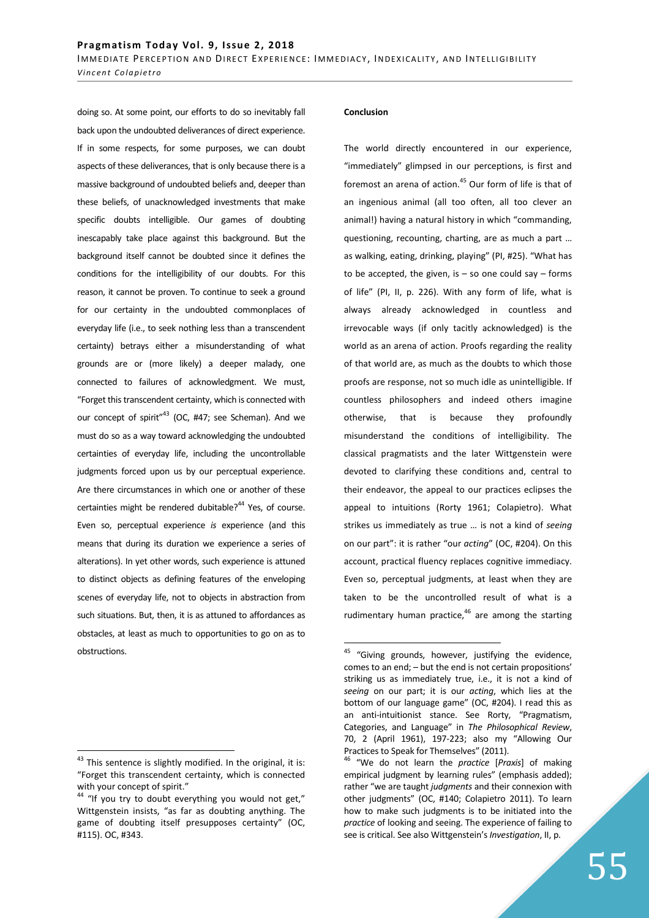doing so. At some point, our efforts to do so inevitably fall back upon the undoubted deliverances of direct experience. If in some respects, for some purposes, we can doubt aspects of these deliverances, that is only because there is a massive background of undoubted beliefs and, deeper than these beliefs, of unacknowledged investments that make specific doubts intelligible. Our games of doubting inescapably take place against this background. But the background itself cannot be doubted since it defines the conditions for the intelligibility of our doubts. For this reason, it cannot be proven. To continue to seek a ground for our certainty in the undoubted commonplaces of everyday life (i.e., to seek nothing less than a transcendent certainty) betrays either a misunderstanding of what grounds are or (more likely) a deeper malady, one connected to failures of acknowledgment. We must, "Forget this transcendent certainty, which is connected with our concept of spirit"[43] (OC, #47; see Scheman). And we must do so as a way toward acknowledging the undoubted certainties of everyday life, including the uncontrollable judgments forced upon us by our perceptual experience. Are there circumstances in which one or another of these certainties might be rendered dubitable?[44] Yes, of course. Even so, perceptual experience *is* experience (and this means that during its duration we experience a series of alterations). In yet other words, such experience is attuned to distinct objects as defining features of the enveloping scenes of everyday life, not to objects in abstraction from such situations. But, then, it is as attuned to affordances as obstacles, at least as much to opportunities to go on as to obstructions.

**Conclusion**

The world directly encountered in our experience, "immediately" glimpsed in our perceptions, is first and foremost an arena of action.[45] Our form of life is that of an ingenious animal (all too often, all too clever an animal!) having a natural history in which "commanding, questioning, recounting, charting, are as much a part … as walking, eating, drinking, playing" (PI, #25). "What has to be accepted, the given, is – so one could say – forms of life" (PI, II, p. 226). With any form of life, what is always already acknowledged in countless and irrevocable ways (if only tacitly acknowledged) is the world as an arena of action. Proofs regarding the reality of that world are, as much as the doubts to which those proofs are response, not so much idle as unintelligible. If countless philosophers and indeed others imagine otherwise, that is because they profoundly misunderstand the conditions of intelligibility. The classical pragmatists and the later Wittgenstein were devoted to clarifying these conditions and, central to their endeavor, the appeal to our practices eclipses the appeal to intuitions (Rorty 1961; Colapietro). What strikes us immediately as true … is not a kind of *seeing* on our part": it is rather "our *acting*" (OC, #204). On this account, practical fluency replaces cognitive immediacy. Even so, perceptual judgments, at least when they are taken to be the uncontrolled result of what is a rudimentary human practice,[46] are among the starting

---

[43] This sentence is slightly modified. In the original, it is: "Forget this transcendent certainty, which is connected with your concept of spirit."

[44] "If you try to doubt everything you would not get," Wittgenstein insists, "as far as doubting anything. The game of doubting itself presupposes certainty" (OC, #115). OC, #343.

[45] "Giving grounds, however, justifying the evidence, comes to an end; – but the end is not certain propositions' striking us as immediately true, i.e., it is not a kind of *seeing* on our part; it is our *acting*, which lies at the bottom of our language game" (OC, #204). I read this as an anti-intuitionist stance. See Rorty, "Pragmatism, Categories, and Language" in *The Philosophical Review*, 70, 2 (April 1961), 197-223; also my "Allowing Our Practices to Speak for Themselves" (2011).

[46] "We do not learn the *practice* [*Praxis*] of making empirical judgment by learning rules" (emphasis added); rather "we are taught *judgments* and their connexion with other judgments" (OC, #140; Colapietro 2011). To learn how to make such judgments is to be initiated into the *practice* of looking and seeing. The experience of failing to see is critical. See also Wittgenstein's *Investigation*, II, p.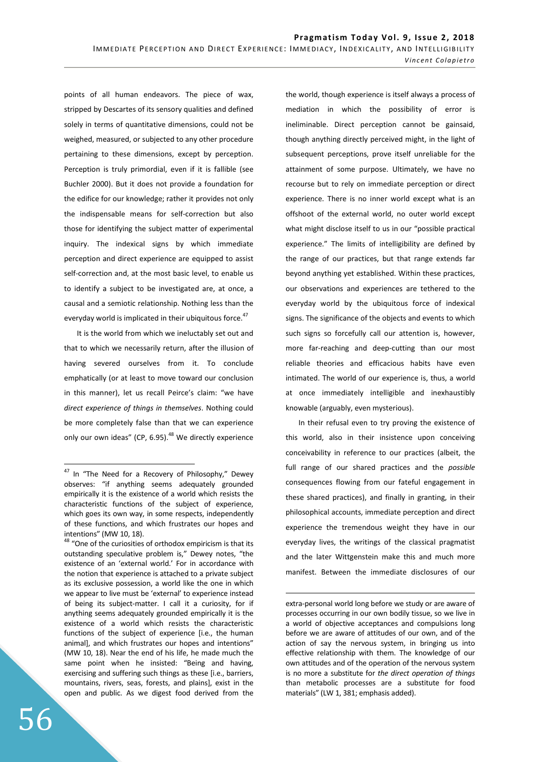points of all human endeavors. The piece of wax, stripped by Descartes of its sensory qualities and defined solely in terms of quantitative dimensions, could not be weighed, measured, or subjected to any other procedure pertaining to these dimensions, except by perception. Perception is truly primordial, even if it is fallible (see Buchler 2000). But it does not provide a foundation for the edifice for our knowledge; rather it provides not only the indispensable means for self-correction but also those for identifying the subject matter of experimental inquiry. The indexical signs by which immediate perception and direct experience are equipped to assist self-correction and, at the most basic level, to enable us to identify a subject to be investigated are, at once, a causal and a semiotic relationship. Nothing less than the everyday world is implicated in their ubiquitous force.[47]

It is the world from which we ineluctably set out and that to which we necessarily return, after the illusion of having severed ourselves from it. To conclude emphatically (or at least to move toward our conclusion in this manner), let us recall Peirce's claim: "we have *direct experience of things in themselves*. Nothing could be more completely false than that we can experience only our own ideas" (CP, 6.95).[48] We directly experience the world, though experience is itself always a process of mediation in which the possibility of error is ineliminable. Direct perception cannot be gainsaid, though anything directly perceived might, in the light of subsequent perceptions, prove itself unreliable for the attainment of some purpose. Ultimately, we have no recourse but to rely on immediate perception or direct experience. There is no inner world except what is an offshoot of the external world, no outer world except what might disclose itself to us in our "possible practical experience." The limits of intelligibility are defined by the range of our practices, but that range extends far beyond anything yet established. Within these practices, our observations and experiences are tethered to the everyday world by the ubiquitous force of indexical signs. The significance of the objects and events to which such signs so forcefully call our attention is, however, more far-reaching and deep-cutting than our most reliable theories and efficacious habits have even intimated. The world of our experience is, thus, a world at once immediately intelligible and inexhaustibly knowable (arguably, even mysterious).

In their refusal even to try proving the existence of this world, also in their insistence upon conceiving conceivability in reference to our practices (albeit, the full range of our shared practices and the *possible* consequences flowing from our fateful engagement in these shared practices), and finally in granting, in their philosophical accounts, immediate perception and direct experience the tremendous weight they have in our everyday lives, the writings of the classical pragmatist and the later Wittgenstein make this and much more manifest. Between the immediate disclosures of our

---

[47] In "The Need for a Recovery of Philosophy," Dewey observes: "if anything seems adequately grounded empirically it is the existence of a world which resists the characteristic functions of the subject of experience, which goes its own way, in some respects, independently of these functions, and which frustrates our hopes and intentions" (MW 10, 18).

[48] "One of the curiosities of orthodox empiricism is that its outstanding speculative problem is," Dewey notes, "the existence of an 'external world.' For in accordance with the notion that experience is attached to a private subject as its exclusive possession, a world like the one in which we appear to live must be 'external' to experience instead of being its subject-matter. I call it a curiosity, for if anything seems adequately grounded empirically it is the existence of a world which resists the characteristic functions of the subject of experience [i.e., the human animal], and which frustrates our hopes and intentions" (MW 10, 18). Near the end of his life, he made much the same point when he insisted: "Being and having, exercising and suffering such things as these [i.e., barriers, mountains, rivers, seas, forests, and plains], exist in the open and public. As we digest food derived from the extra-personal world long before we study or are aware of processes occurring in our own bodily tissue, so we live in a world of objective acceptances and compulsions long before we are aware of attitudes of our own, and of the action of say the nervous system, in bringing us into effective relationship with them. The knowledge of our own attitudes and of the operation of the nervous system is no more a substitute for *the direct operation of things* than metabolic processes are a substitute for food materials" (LW 1, 381; emphasis added).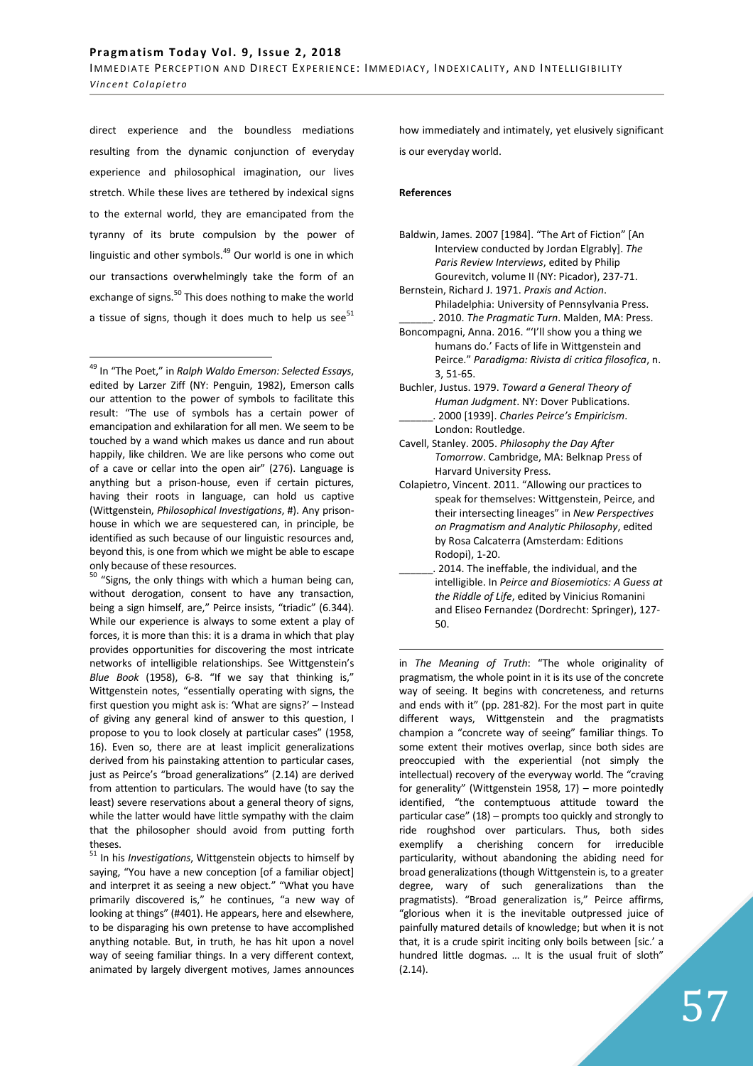direct experience and the boundless mediations resulting from the dynamic conjunction of everyday experience and philosophical imagination, our lives stretch. While these lives are tethered by indexical signs to the external world, they are emancipated from the tyranny of its brute compulsion by the power of linguistic and other symbols.[49] Our world is one in which our transactions overwhelmingly take the form of an exchange of signs.[50] This does nothing to make the world a tissue of signs, though it does much to help us see[51] how immediately and intimately, yet elusively significant is our everyday world.

### References

Baldwin, James. 2007 [1984]. "The Art of Fiction" [An Interview conducted by Jordan Elgrably]. *The Paris Review Interviews*, edited by Philip Gourevitch, volume II (NY: Picador), 237-71.

Bernstein, Richard J. 1971. *Praxis and Action*. Philadelphia: University of Pennsylvania Press.

______. 2010. *The Pragmatic Turn*. Malden, MA: Press.

Boncompagni, Anna. 2016. "'I'll show you a thing we humans do.' Facts of life in Wittgenstein and Peirce." *Paradigma: Rivista di critica filosofica*, n. 3, 51-65.

Buchler, Justus. 1979. *Toward a General Theory of Human Judgment*. NY: Dover Publications.

______. 2000 [1939]. *Charles Peirce's Empiricism*. London: Routledge.

Cavell, Stanley. 2005. *Philosophy the Day After Tomorrow*. Cambridge, MA: Belknap Press of Harvard University Press.

Colapietro, Vincent. 2011. "Allowing our practices to speak for themselves: Wittgenstein, Peirce, and their intersecting lineages" in *New Perspectives on Pragmatism and Analytic Philosophy*, edited by Rosa Calcaterra (Amsterdam: Editions Rodopi), 1-20.

______. 2014. The ineffable, the individual, and the intelligible. In *Peirce and Biosemiotics: A Guess at the Riddle of Life*, edited by Vinicius Romanini and Eliseo Fernandez (Dordrecht: Springer), 127-50.

---

[49] In "The Poet," in *Ralph Waldo Emerson: Selected Essays*, edited by Larzer Ziff (NY: Penguin, 1982), Emerson calls our attention to the power of symbols to facilitate this result: "The use of symbols has a certain power of emancipation and exhilaration for all men. We seem to be touched by a wand which makes us dance and run about happily, like children. We are like persons who come out of a cave or cellar into the open air" (276). Language is anything but a prison-house, even if certain pictures, having their roots in language, can hold us captive (Wittgenstein, *Philosophical Investigations*, #). Any prison-house in which we are sequestered can, in principle, be identified as such because of our linguistic resources and, beyond this, is one from which we might be able to escape only because of these resources.

[50] "Signs, the only things with which a human being can, without derogation, consent to have any transaction, being a sign himself, are," Peirce insists, "triadic" (6.344). While our experience is always to some extent a play of forces, it is more than this: it is a drama in which that play provides opportunities for discovering the most intricate networks of intelligible relationships. See Wittgenstein's *Blue Book* (1958), 6-8. "If we say that thinking is," Wittgenstein notes, "essentially operating with signs, the first question you might ask is: 'What are signs?' – Instead of giving any general kind of answer to this question, I propose to you to look closely at particular cases" (1958, 16). Even so, there are at least implicit generalizations derived from his painstaking attention to particular cases, just as Peirce's "broad generalizations" (2.14) are derived from attention to particulars. The would have (to say the least) severe reservations about a general theory of signs, while the latter would have little sympathy with the claim that the philosopher should avoid from putting forth theses.

[51] In his *Investigations*, Wittgenstein objects to himself by saying, "You have a new conception [of a familiar object] and interpret it as seeing a new object." "What you have primarily discovered is," he continues, "a new way of looking at things" (#401). He appears, here and elsewhere, to be disparaging his own pretense to have accomplished anything notable. But, in truth, he has hit upon a novel way of seeing familiar things. In a very different context, animated by largely divergent motives, James announces in *The Meaning of Truth*: "The whole originality of pragmatism, the whole point in it is its use of the concrete way of seeing. It begins with concreteness, and returns and ends with it" (pp. 281-82). For the most part in quite different ways, Wittgenstein and the pragmatists champion a "concrete way of seeing" familiar things. To some extent their motives overlap, since both sides are preoccupied with the experiential (not simply the intellectual) recovery of the everyway world. The "craving for generality" (Wittgenstein 1958, 17) – more pointedly identified, "the contemptuous attitude toward the particular case" (18) – prompts too quickly and strongly to ride roughshod over particulars. Thus, both sides exemplify a cherishing concern for irreducible particularity, without abandoning the abiding need for broad generalizations (though Wittgenstein is, to a greater degree, wary of such generalizations than the pragmatists). "Broad generalization is," Peirce affirms, "glorious when it is the inevitable outpressed juice of painfully matured details of knowledge; but when it is not that, it is a crude spirit inciting only boils between [sic.' a hundred little dogmas. … It is the usual fruit of sloth" (2.14).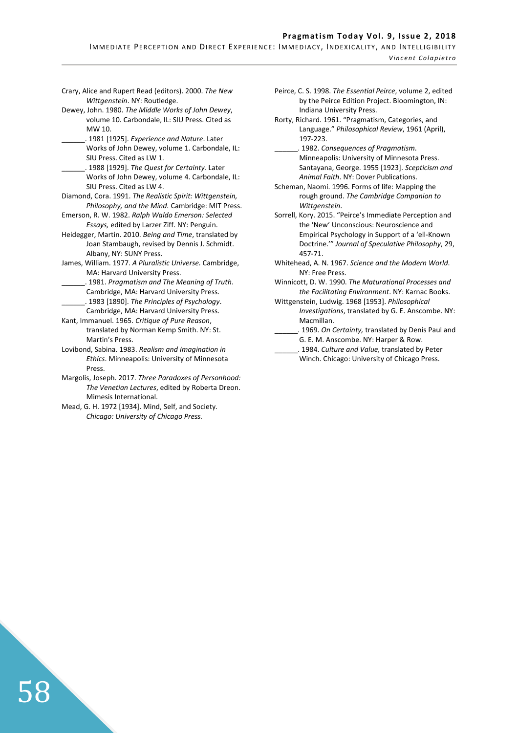Crary, Alice and Rupert Read (editors). 2000. *The New Wittgenstein*. NY: Routledge.

Dewey, John. 1980. *The Middle Works of John Dewey*, volume 10. Carbondale, IL: SIU Press. Cited as MW 10.

______. 1981 [1925]. *Experience and Nature*. Later Works of John Dewey, volume 1. Carbondale, IL: SIU Press. Cited as LW 1.

______. 1988 [1929]. *The Quest for Certainty*. Later Works of John Dewey, volume 4. Carbondale, IL: SIU Press. Cited as LW 4.

Diamond, Cora. 1991. *The Realistic Spirit: Wittgenstein, Philosophy, and the Mind.* Cambridge: MIT Press.

Emerson, R. W. 1982. *Ralph Waldo Emerson: Selected Essays,* edited by Larzer Ziff. NY: Penguin.

Heidegger, Martin. 2010. *Being and Time*, translated by Joan Stambaugh, revised by Dennis J. Schmidt. Albany, NY: SUNY Press.

James, William. 1977. *A Pluralistic Universe.* Cambridge, MA: Harvard University Press.

______. 1981. *Pragmatism and The Meaning of Truth*. Cambridge, MA: Harvard University Press.

______. 1983 [1890]. *The Principles of Psychology*. Cambridge, MA: Harvard University Press.

Kant, Immanuel. 1965. *Critique of Pure Reason*, translated by Norman Kemp Smith. NY: St. Martin's Press.

Lovibond, Sabina. 1983. *Realism and Imagination in Ethics*. Minneapolis: University of Minnesota Press.

Margolis, Joseph. 2017. *Three Paradoxes of Personhood: The Venetian Lectures*, edited by Roberta Dreon. Mimesis International.

Mead, G. H. 1972 [1934]. Mind, Self, and Society. *Chicago: University of Chicago Press.*

Peirce, C. S. 1998. *The Essential Peirce*, volume 2, edited by the Peirce Edition Project. Bloomington, IN: Indiana University Press.

Rorty, Richard. 1961. "Pragmatism, Categories, and Language." *Philosophical Review*, 1961 (April), 197-223.

______. 1982. *Consequences of Pragmatism*. Minneapolis: University of Minnesota Press. Santayana, George. 1955 [1923]. *Scepticism and Animal Faith*. NY: Dover Publications.

Scheman, Naomi. 1996. Forms of life: Mapping the rough ground. *The Cambridge Companion to Wittgenstein*.

Sorrell, Kory. 2015. "Peirce's Immediate Perception and the 'New' Unconscious: Neuroscience and Empirical Psychology in Support of a 'ell-Known Doctrine.'" *Journal of Speculative Philosophy*, 29, 457-71.

Whitehead, A. N. 1967. *Science and the Modern World*. NY: Free Press.

Winnicott, D. W. 1990. *The Maturational Processes and the Facilitating Environment*. NY: Karnac Books.

Wittgenstein, Ludwig. 1968 [1953]. *Philosophical Investigations*, translated by G. E. Anscombe. NY: Macmillan.

______. 1969. *On Certainty,* translated by Denis Paul and G. E. M. Anscombe. NY: Harper & Row.

______. 1984. *Culture and Value,* translated by Peter Winch. Chicago: University of Chicago Press.